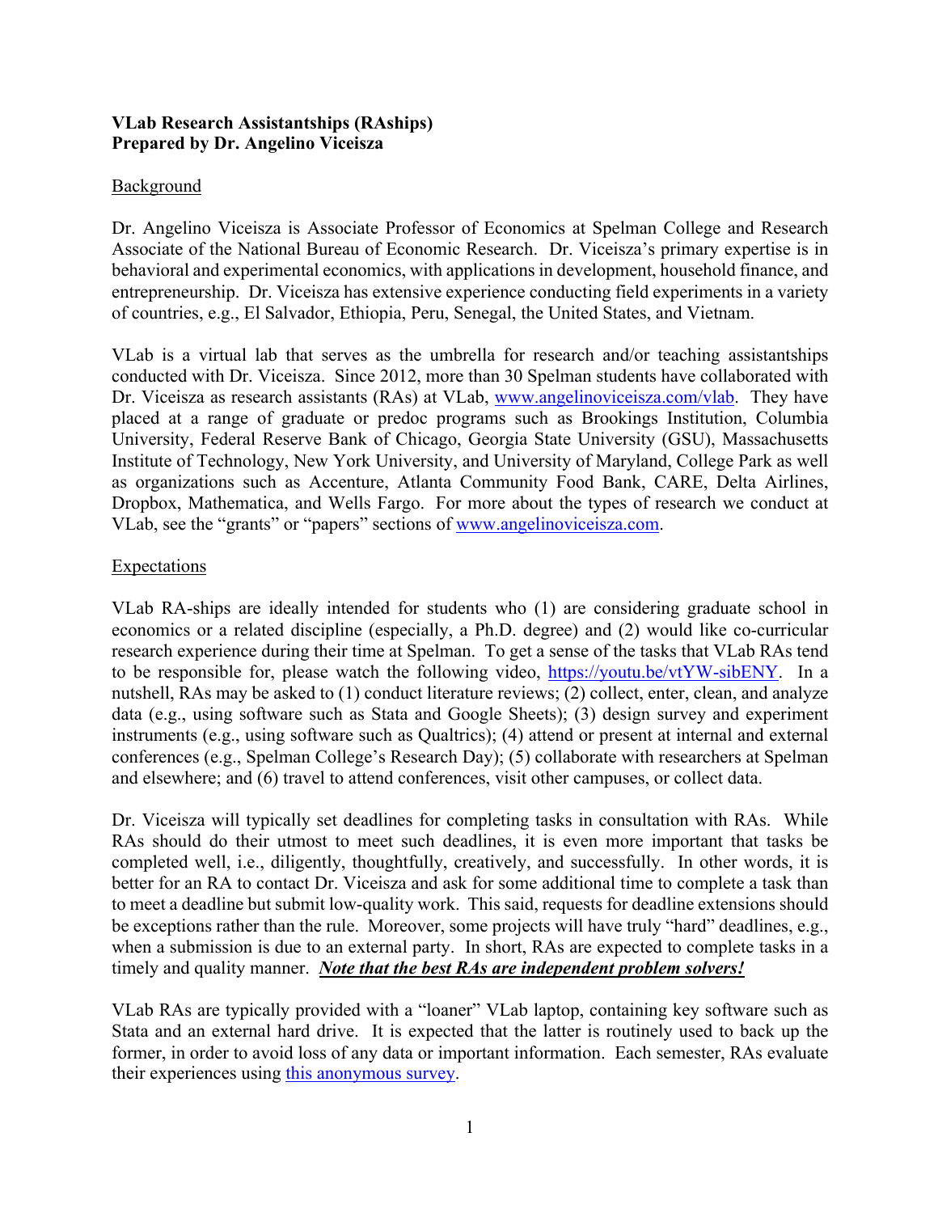**VLab Research Assistantships (RAships)**
**Prepared by Dr. Angelino Viceisza**

## Background

Dr. Angelino Viceisza is Associate Professor of Economics at Spelman College and Research Associate of the National Bureau of Economic Research. Dr. Viceisza's primary expertise is in behavioral and experimental economics, with applications in development, household finance, and entrepreneurship. Dr. Viceisza has extensive experience conducting field experiments in a variety of countries, e.g., El Salvador, Ethiopia, Peru, Senegal, the United States, and Vietnam.

VLab is a virtual lab that serves as the umbrella for research and/or teaching assistantships conducted with Dr. Viceisza. Since 2012, more than 30 Spelman students have collaborated with Dr. Viceisza as research assistants (RAs) at VLab, www.angelinoviceisza.com/vlab. They have placed at a range of graduate or predoc programs such as Brookings Institution, Columbia University, Federal Reserve Bank of Chicago, Georgia State University (GSU), Massachusetts Institute of Technology, New York University, and University of Maryland, College Park as well as organizations such as Accenture, Atlanta Community Food Bank, CARE, Delta Airlines, Dropbox, Mathematica, and Wells Fargo. For more about the types of research we conduct at VLab, see the "grants" or "papers" sections of www.angelinoviceisza.com.

## Expectations

VLab RA-ships are ideally intended for students who (1) are considering graduate school in economics or a related discipline (especially, a Ph.D. degree) and (2) would like co-curricular research experience during their time at Spelman. To get a sense of the tasks that VLab RAs tend to be responsible for, please watch the following video, https://youtu.be/vtYW-sibENY. In a nutshell, RAs may be asked to (1) conduct literature reviews; (2) collect, enter, clean, and analyze data (e.g., using software such as Stata and Google Sheets); (3) design survey and experiment instruments (e.g., using software such as Qualtrics); (4) attend or present at internal and external conferences (e.g., Spelman College's Research Day); (5) collaborate with researchers at Spelman and elsewhere; and (6) travel to attend conferences, visit other campuses, or collect data.

Dr. Viceisza will typically set deadlines for completing tasks in consultation with RAs. While RAs should do their utmost to meet such deadlines, it is even more important that tasks be completed well, i.e., diligently, thoughtfully, creatively, and successfully. In other words, it is better for an RA to contact Dr. Viceisza and ask for some additional time to complete a task than to meet a deadline but submit low-quality work. This said, requests for deadline extensions should be exceptions rather than the rule. Moreover, some projects will have truly "hard" deadlines, e.g., when a submission is due to an external party. In short, RAs are expected to complete tasks in a timely and quality manner. ***Note that the best RAs are independent problem solvers!***

VLab RAs are typically provided with a "loaner" VLab laptop, containing key software such as Stata and an external hard drive. It is expected that the latter is routinely used to back up the former, in order to avoid loss of any data or important information. Each semester, RAs evaluate their experiences using this anonymous survey.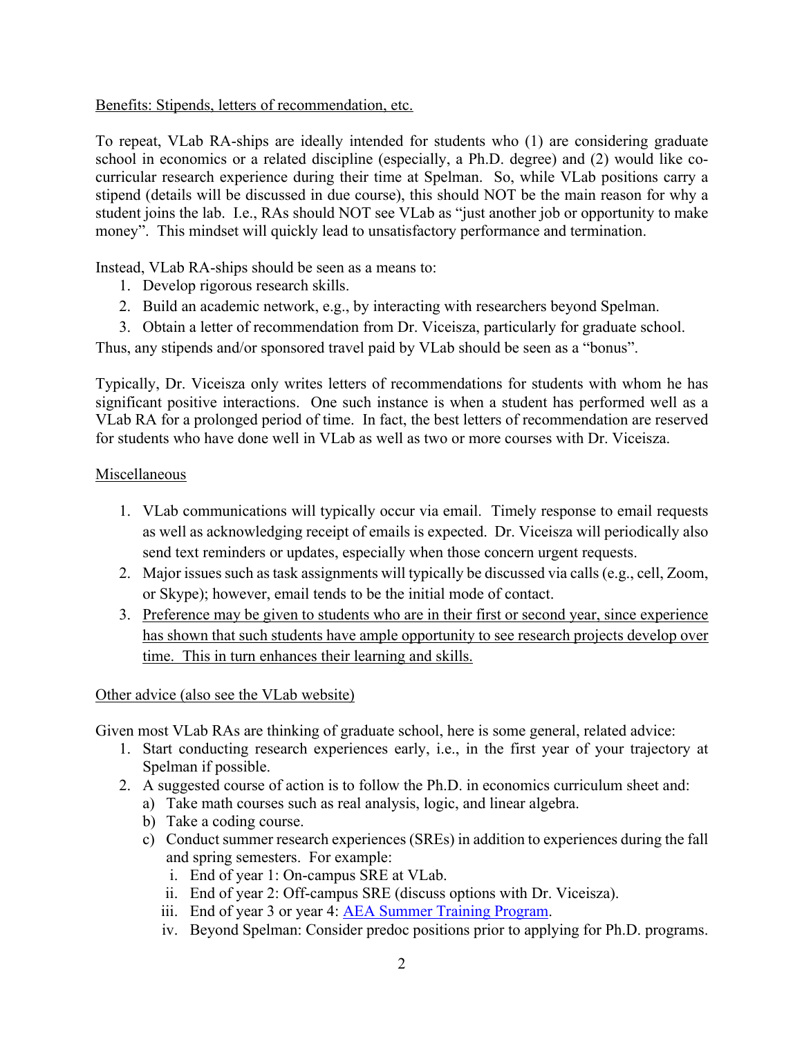<u>Benefits: Stipends, letters of recommendation, etc.</u>

To repeat, VLab RA-ships are ideally intended for students who (1) are considering graduate school in economics or a related discipline (especially, a Ph.D. degree) and (2) would like co-curricular research experience during their time at Spelman. So, while VLab positions carry a stipend (details will be discussed in due course), this should NOT be the main reason for why a student joins the lab. I.e., RAs should NOT see VLab as "just another job or opportunity to make money". This mindset will quickly lead to unsatisfactory performance and termination.

Instead, VLab RA-ships should be seen as a means to:

1. Develop rigorous research skills.
2. Build an academic network, e.g., by interacting with researchers beyond Spelman.
3. Obtain a letter of recommendation from Dr. Viceisza, particularly for graduate school.

Thus, any stipends and/or sponsored travel paid by VLab should be seen as a "bonus".

Typically, Dr. Viceisza only writes letters of recommendations for students with whom he has significant positive interactions. One such instance is when a student has performed well as a VLab RA for a prolonged period of time. In fact, the best letters of recommendation are reserved for students who have done well in VLab as well as two or more courses with Dr. Viceisza.

<u>Miscellaneous</u>

1. VLab communications will typically occur via email. Timely response to email requests as well as acknowledging receipt of emails is expected. Dr. Viceisza will periodically also send text reminders or updates, especially when those concern urgent requests.
2. Major issues such as task assignments will typically be discussed via calls (e.g., cell, Zoom, or Skype); however, email tends to be the initial mode of contact.
3. <u>Preference may be given to students who are in their first or second year, since experience has shown that such students have ample opportunity to see research projects develop over time. This in turn enhances their learning and skills.</u>

<u>Other advice (also see the VLab website)</u>

Given most VLab RAs are thinking of graduate school, here is some general, related advice:

1. Start conducting research experiences early, i.e., in the first year of your trajectory at Spelman if possible.
2. A suggested course of action is to follow the Ph.D. in economics curriculum sheet and:
   a) Take math courses such as real analysis, logic, and linear algebra.
   b) Take a coding course.
   c) Conduct summer research experiences (SREs) in addition to experiences during the fall and spring semesters. For example:
      i. End of year 1: On-campus SRE at VLab.
      ii. End of year 2: Off-campus SRE (discuss options with Dr. Viceisza).
      iii. End of year 3 or year 4: AEA Summer Training Program.
      iv. Beyond Spelman: Consider predoc positions prior to applying for Ph.D. programs.